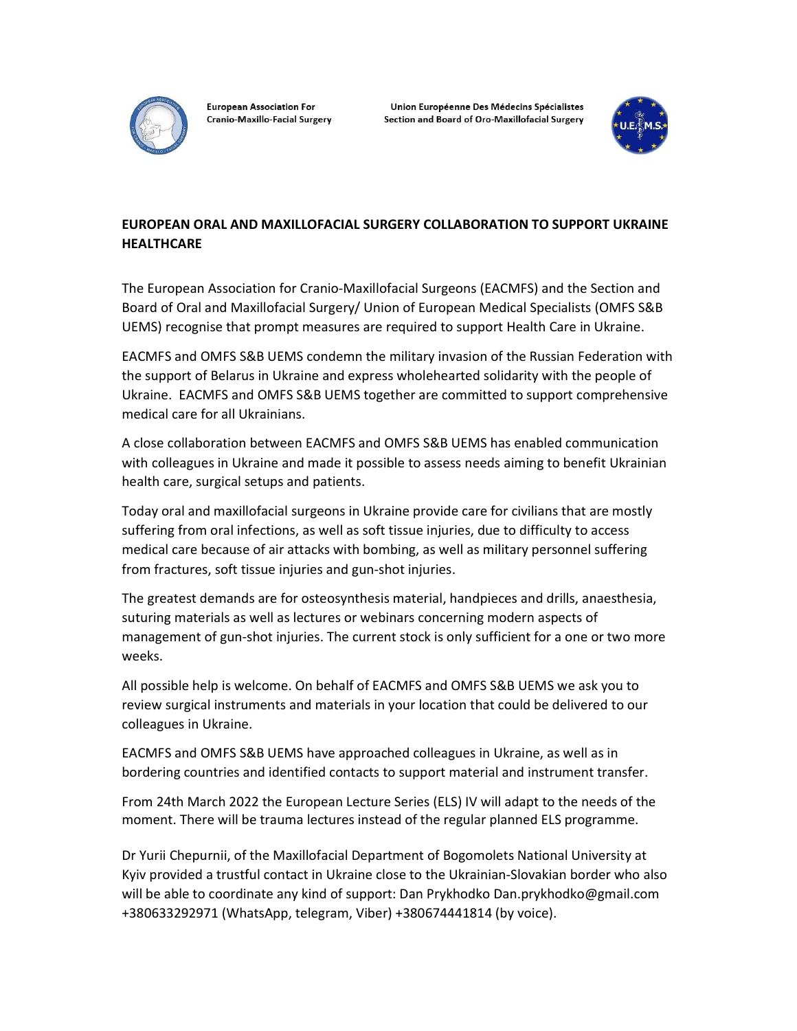European Association For Cranio-Maxillo-Facial Surgery

Union Européenne Des Médecins Spécialistes Section and Board of Oro-Maxillofacial Surgery

## EUROPEAN ORAL AND MAXILLOFACIAL SURGERY COLLABORATION TO SUPPORT UKRAINE HEALTHCARE

The European Association for Cranio-Maxillofacial Surgeons (EACMFS) and the Section and Board of Oral and Maxillofacial Surgery/ Union of European Medical Specialists (OMFS S&B UEMS) recognise that prompt measures are required to support Health Care in Ukraine.

EACMFS and OMFS S&B UEMS condemn the military invasion of the Russian Federation with the support of Belarus in Ukraine and express wholehearted solidarity with the people of Ukraine. EACMFS and OMFS S&B UEMS together are committed to support comprehensive medical care for all Ukrainians.

A close collaboration between EACMFS and OMFS S&B UEMS has enabled communication with colleagues in Ukraine and made it possible to assess needs aiming to benefit Ukrainian health care, surgical setups and patients.

Today oral and maxillofacial surgeons in Ukraine provide care for civilians that are mostly suffering from oral infections, as well as soft tissue injuries, due to difficulty to access medical care because of air attacks with bombing, as well as military personnel suffering from fractures, soft tissue injuries and gun-shot injuries.

The greatest demands are for osteosynthesis material, handpieces and drills, anaesthesia, suturing materials as well as lectures or webinars concerning modern aspects of management of gun-shot injuries. The current stock is only sufficient for a one or two more weeks.

All possible help is welcome. On behalf of EACMFS and OMFS S&B UEMS we ask you to review surgical instruments and materials in your location that could be delivered to our colleagues in Ukraine.

EACMFS and OMFS S&B UEMS have approached colleagues in Ukraine, as well as in bordering countries and identified contacts to support material and instrument transfer.

From 24th March 2022 the European Lecture Series (ELS) IV will adapt to the needs of the moment. There will be trauma lectures instead of the regular planned ELS programme.

Dr Yurii Chepurnii, of the Maxillofacial Department of Bogomolets National University at Kyiv provided a trustful contact in Ukraine close to the Ukrainian-Slovakian border who also will be able to coordinate any kind of support: Dan Prykhodko Dan.prykhodko@gmail.com +380633292971 (WhatsApp, telegram, Viber) +380674441814 (by voice).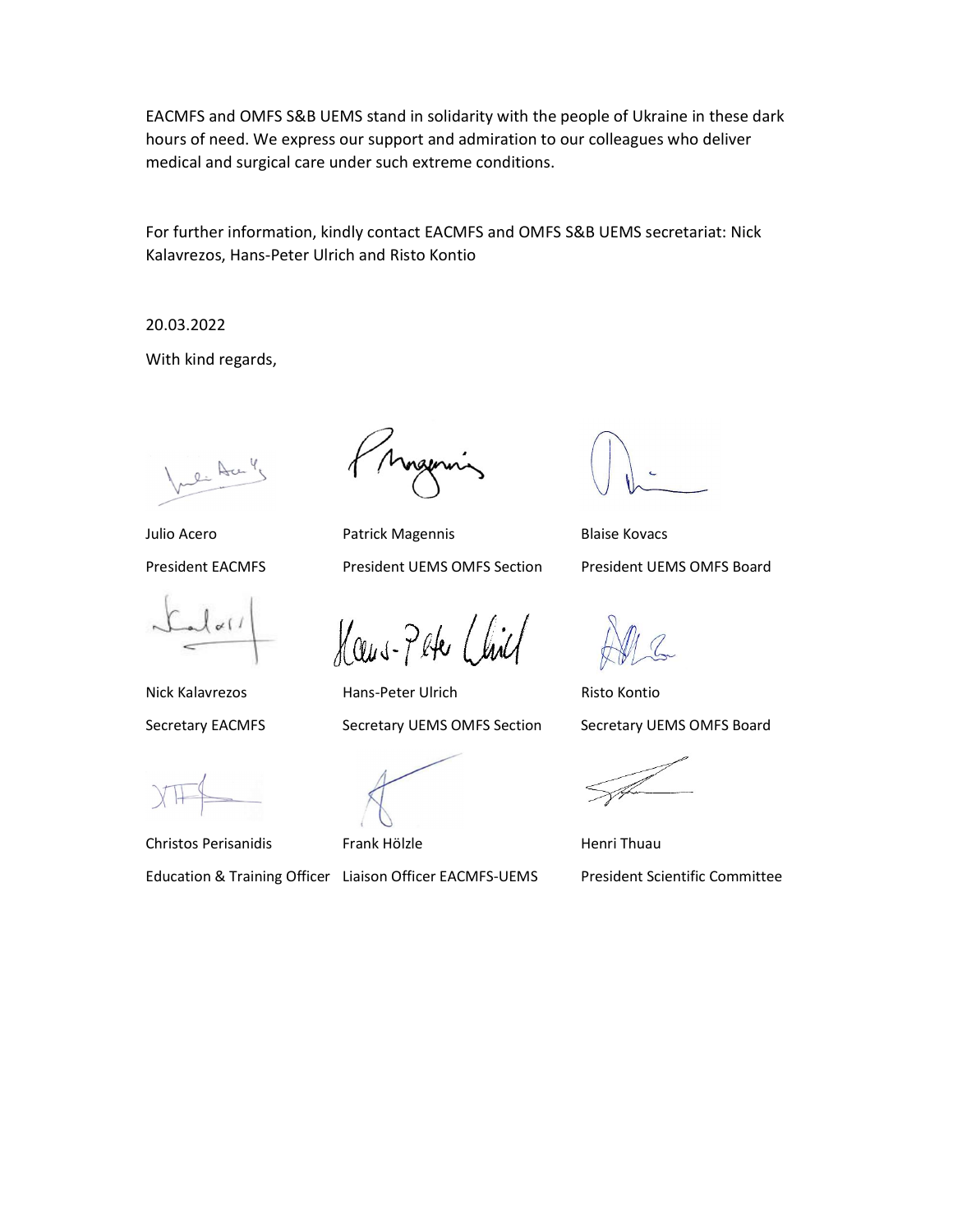EACMFS and OMFS S&B UEMS stand in solidarity with the people of Ukraine in these dark hours of need. We express our support and admiration to our colleagues who deliver medical and surgical care under such extreme conditions.

For further information, kindly contact EACMFS and OMFS S&B UEMS secretariat: Nick Kalavrezos, Hans-Peter Ulrich and Risto Kontio

20.03.2022

With kind regards,

| | | |
|---|---|---|
| Julio Acero | Patrick Magennis | Blaise Kovacs |
| President EACMFS | President UEMS OMFS Section | President UEMS OMFS Board |
| Nick Kalavrezos | Hans-Peter Ulrich | Risto Kontio |
| Secretary EACMFS | Secretary UEMS OMFS Section | Secretary UEMS OMFS Board |
| Christos Perisanidis | Frank Hölzle | Henri Thuau |
| Education & Training Officer | Liaison Officer EACMFS-UEMS | President Scientific Committee |